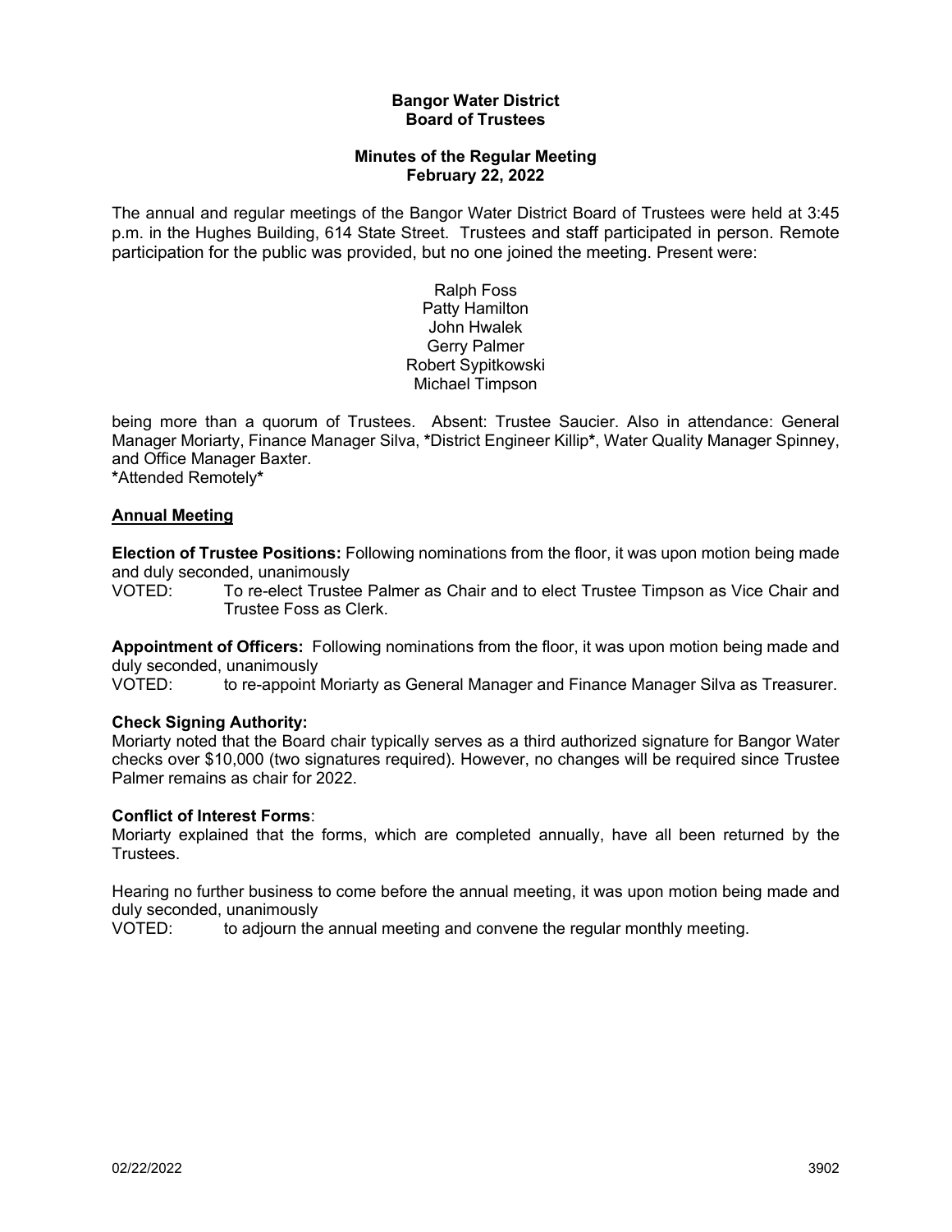**Bangor Water District**
**Board of Trustees**

**Minutes of the Regular Meeting**
**February 22, 2022**

The annual and regular meetings of the Bangor Water District Board of Trustees were held at 3:45 p.m. in the Hughes Building, 614 State Street. Trustees and staff participated in person. Remote participation for the public was provided, but no one joined the meeting. Present were:

Ralph Foss
Patty Hamilton
John Hwalek
Gerry Palmer
Robert Sypitkowski
Michael Timpson

being more than a quorum of Trustees. Absent: Trustee Saucier. Also in attendance: General Manager Moriarty, Finance Manager Silva, **\***District Engineer Killip**\***, Water Quality Manager Spinney, and Office Manager Baxter.
**\***Attended Remotely**\***

**Annual Meeting**

**Election of Trustee Positions:** Following nominations from the floor, it was upon motion being made and duly seconded, unanimously

VOTED: To re-elect Trustee Palmer as Chair and to elect Trustee Timpson as Vice Chair and Trustee Foss as Clerk.

**Appointment of Officers:** Following nominations from the floor, it was upon motion being made and duly seconded, unanimously

VOTED: to re-appoint Moriarty as General Manager and Finance Manager Silva as Treasurer.

**Check Signing Authority:**

Moriarty noted that the Board chair typically serves as a third authorized signature for Bangor Water checks over $10,000 (two signatures required). However, no changes will be required since Trustee Palmer remains as chair for 2022.

**Conflict of Interest Forms**:

Moriarty explained that the forms, which are completed annually, have all been returned by the Trustees.

Hearing no further business to come before the annual meeting, it was upon motion being made and duly seconded, unanimously

VOTED: to adjourn the annual meeting and convene the regular monthly meeting.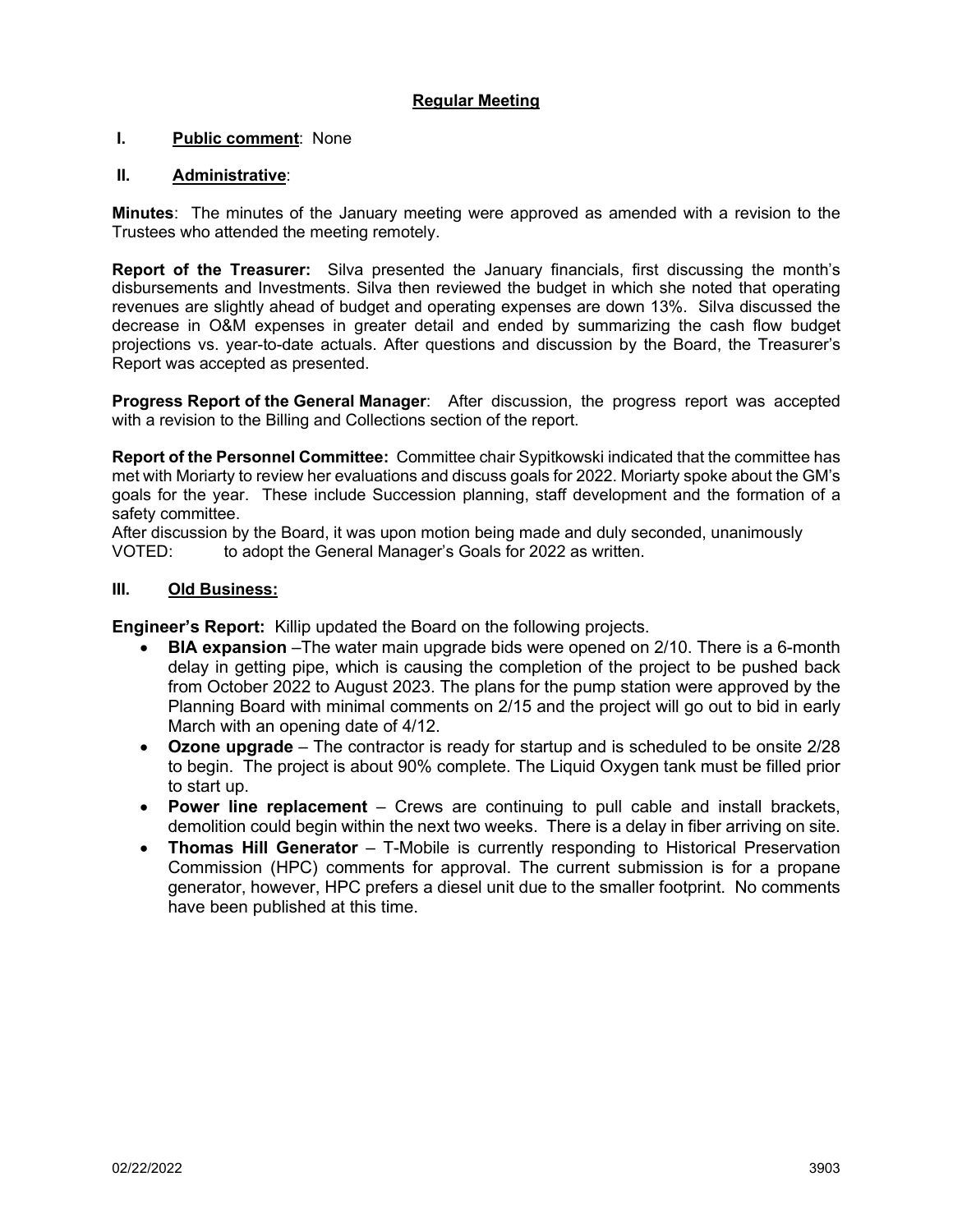## Regular Meeting

**I. Public comment**: None

**II. Administrative**:

**Minutes**: The minutes of the January meeting were approved as amended with a revision to the Trustees who attended the meeting remotely.

**Report of the Treasurer:** Silva presented the January financials, first discussing the month's disbursements and Investments. Silva then reviewed the budget in which she noted that operating revenues are slightly ahead of budget and operating expenses are down 13%. Silva discussed the decrease in O&M expenses in greater detail and ended by summarizing the cash flow budget projections vs. year-to-date actuals. After questions and discussion by the Board, the Treasurer's Report was accepted as presented.

**Progress Report of the General Manager**: After discussion, the progress report was accepted with a revision to the Billing and Collections section of the report.

**Report of the Personnel Committee:** Committee chair Sypitkowski indicated that the committee has met with Moriarty to review her evaluations and discuss goals for 2022. Moriarty spoke about the GM's goals for the year. These include Succession planning, staff development and the formation of a safety committee.

After discussion by the Board, it was upon motion being made and duly seconded, unanimously

VOTED: to adopt the General Manager's Goals for 2022 as written.

**III. Old Business:**

**Engineer's Report:** Killip updated the Board on the following projects.

- **BIA expansion** –The water main upgrade bids were opened on 2/10. There is a 6-month delay in getting pipe, which is causing the completion of the project to be pushed back from October 2022 to August 2023. The plans for the pump station were approved by the Planning Board with minimal comments on 2/15 and the project will go out to bid in early March with an opening date of 4/12.
- **Ozone upgrade** – The contractor is ready for startup and is scheduled to be onsite 2/28 to begin. The project is about 90% complete. The Liquid Oxygen tank must be filled prior to start up.
- **Power line replacement** – Crews are continuing to pull cable and install brackets, demolition could begin within the next two weeks. There is a delay in fiber arriving on site.
- **Thomas Hill Generator** – T-Mobile is currently responding to Historical Preservation Commission (HPC) comments for approval. The current submission is for a propane generator, however, HPC prefers a diesel unit due to the smaller footprint. No comments have been published at this time.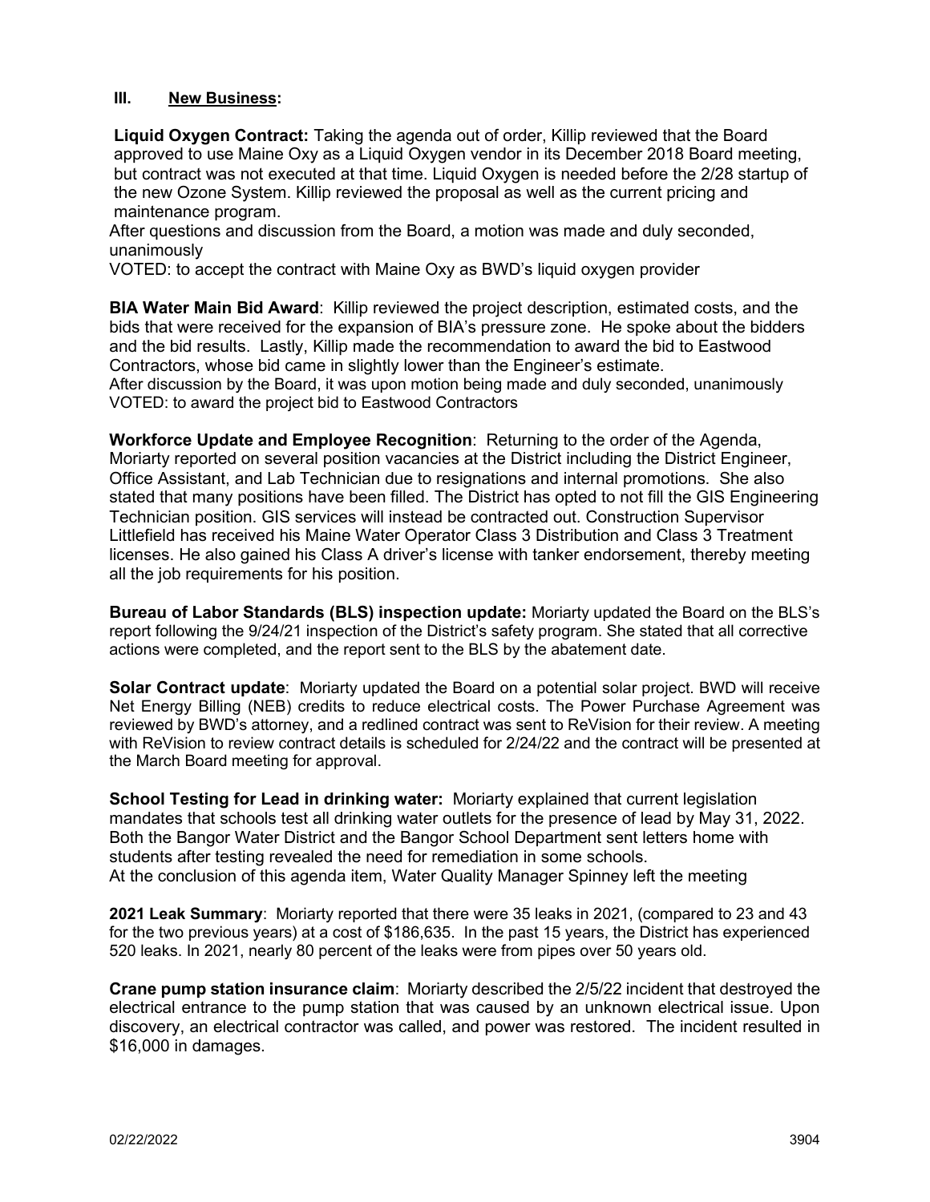## III. New Business:

**Liquid Oxygen Contract:** Taking the agenda out of order, Killip reviewed that the Board approved to use Maine Oxy as a Liquid Oxygen vendor in its December 2018 Board meeting, but contract was not executed at that time. Liquid Oxygen is needed before the 2/28 startup of the new Ozone System. Killip reviewed the proposal as well as the current pricing and maintenance program.

After questions and discussion from the Board, a motion was made and duly seconded, unanimously

VOTED: to accept the contract with Maine Oxy as BWD's liquid oxygen provider

**BIA Water Main Bid Award**: Killip reviewed the project description, estimated costs, and the bids that were received for the expansion of BIA's pressure zone. He spoke about the bidders and the bid results. Lastly, Killip made the recommendation to award the bid to Eastwood Contractors, whose bid came in slightly lower than the Engineer's estimate.

After discussion by the Board, it was upon motion being made and duly seconded, unanimously

VOTED: to award the project bid to Eastwood Contractors

**Workforce Update and Employee Recognition**: Returning to the order of the Agenda, Moriarty reported on several position vacancies at the District including the District Engineer, Office Assistant, and Lab Technician due to resignations and internal promotions. She also stated that many positions have been filled. The District has opted to not fill the GIS Engineering Technician position. GIS services will instead be contracted out. Construction Supervisor Littlefield has received his Maine Water Operator Class 3 Distribution and Class 3 Treatment licenses. He also gained his Class A driver's license with tanker endorsement, thereby meeting all the job requirements for his position.

**Bureau of Labor Standards (BLS) inspection update:** Moriarty updated the Board on the BLS's report following the 9/24/21 inspection of the District's safety program. She stated that all corrective actions were completed, and the report sent to the BLS by the abatement date.

**Solar Contract update**: Moriarty updated the Board on a potential solar project. BWD will receive Net Energy Billing (NEB) credits to reduce electrical costs. The Power Purchase Agreement was reviewed by BWD's attorney, and a redlined contract was sent to ReVision for their review. A meeting with ReVision to review contract details is scheduled for 2/24/22 and the contract will be presented at the March Board meeting for approval.

**School Testing for Lead in drinking water:** Moriarty explained that current legislation mandates that schools test all drinking water outlets for the presence of lead by May 31, 2022. Both the Bangor Water District and the Bangor School Department sent letters home with students after testing revealed the need for remediation in some schools.

At the conclusion of this agenda item, Water Quality Manager Spinney left the meeting

**2021 Leak Summary**: Moriarty reported that there were 35 leaks in 2021, (compared to 23 and 43 for the two previous years) at a cost of $186,635. In the past 15 years, the District has experienced 520 leaks. In 2021, nearly 80 percent of the leaks were from pipes over 50 years old.

**Crane pump station insurance claim**: Moriarty described the 2/5/22 incident that destroyed the electrical entrance to the pump station that was caused by an unknown electrical issue. Upon discovery, an electrical contractor was called, and power was restored. The incident resulted in $16,000 in damages.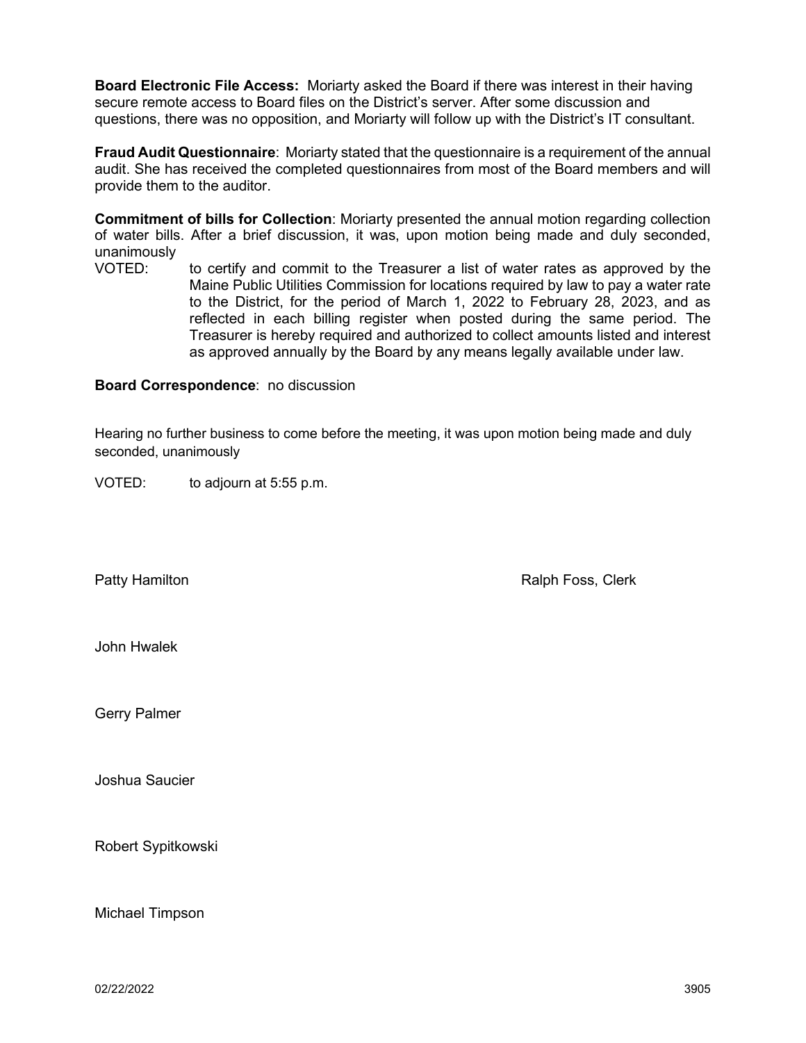**Board Electronic File Access:** Moriarty asked the Board if there was interest in their having secure remote access to Board files on the District's server. After some discussion and questions, there was no opposition, and Moriarty will follow up with the District's IT consultant.

**Fraud Audit Questionnaire**: Moriarty stated that the questionnaire is a requirement of the annual audit. She has received the completed questionnaires from most of the Board members and will provide them to the auditor.

**Commitment of bills for Collection**: Moriarty presented the annual motion regarding collection of water bills. After a brief discussion, it was, upon motion being made and duly seconded, unanimously

VOTED: to certify and commit to the Treasurer a list of water rates as approved by the Maine Public Utilities Commission for locations required by law to pay a water rate to the District, for the period of March 1, 2022 to February 28, 2023, and as reflected in each billing register when posted during the same period. The Treasurer is hereby required and authorized to collect amounts listed and interest as approved annually by the Board by any means legally available under law.

**Board Correspondence**: no discussion

Hearing no further business to come before the meeting, it was upon motion being made and duly seconded, unanimously

VOTED: to adjourn at 5:55 p.m.

Patty Hamilton

Ralph Foss, Clerk

John Hwalek

Gerry Palmer

Joshua Saucier

Robert Sypitkowski

Michael Timpson

02/22/2022

3905